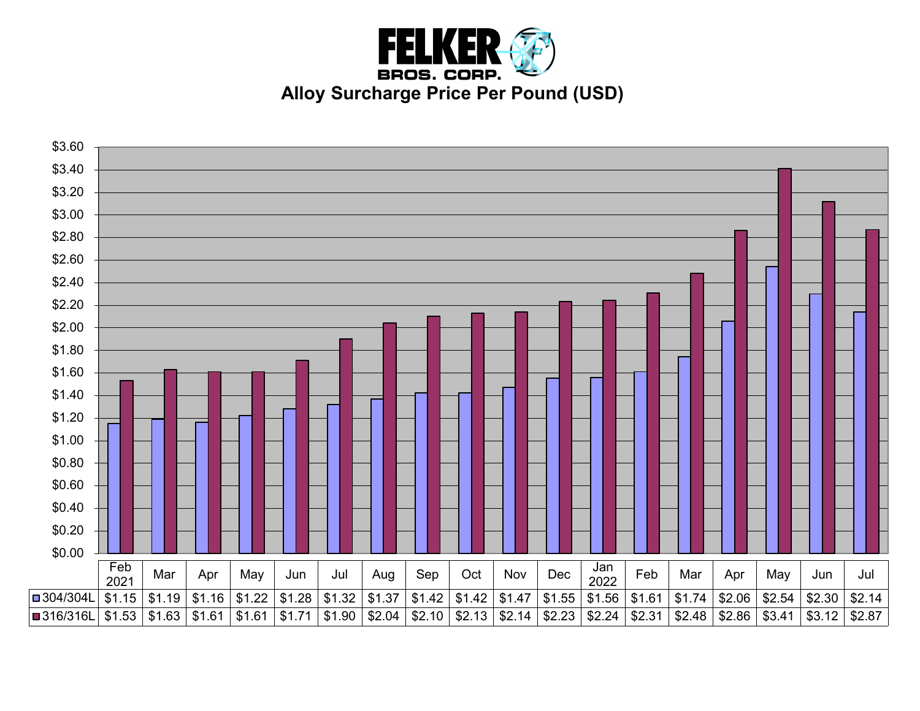# FELKER BROS. CORP.

## Alloy Surcharge Price Per Pound (USD)

| | Feb 2021 | Mar | Apr | May | Jun | Jul | Aug | Sep | Oct | Nov | Dec | Jan 2022 | Feb | Mar | Apr | May | Jun | Jul |
|---|---|---|---|---|---|---|---|---|---|---|---|---|---|---|---|---|---|---|
| 304/304L | $1.15 | $1.19 | $1.16 | $1.22 | $1.28 | $1.32 | $1.37 | $1.42 | $1.42 | $1.47 | $1.55 | $1.56 | $1.61 | $1.74 | $2.06 | $2.54 | $2.30 | $2.14 |
| 316/316L | $1.53 | $1.63 | $1.61 | $1.61 | $1.71 | $1.90 | $2.04 | $2.10 | $2.13 | $2.14 | $2.23 | $2.24 | $2.31 | $2.48 | $2.86 | $3.41 | $3.12 | $2.87 |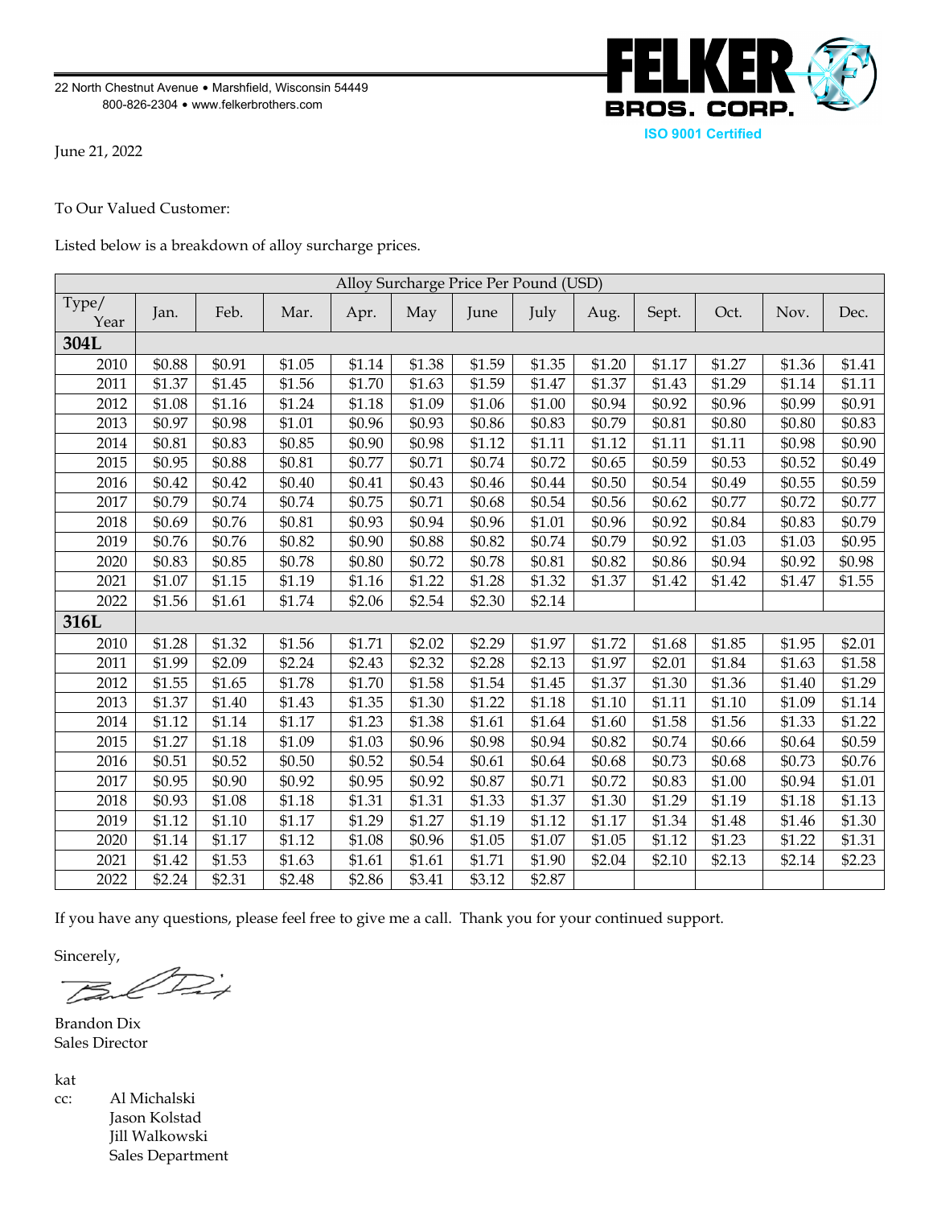22 North Chestnut Avenue • Marshfield, Wisconsin 54449
800-826-2304 • www.felkerbrothers.com

FELKER BROS. CORP.
ISO 9001 Certified

June 21, 2022

To Our Valued Customer:

Listed below is a breakdown of alloy surcharge prices.

| Alloy Surcharge Price Per Pound (USD) | | | | | | | | | | | | |
|---|---|---|---|---|---|---|---|---|---|---|---|---|
| Type/ Year | Jan. | Feb. | Mar. | Apr. | May | June | July | Aug. | Sept. | Oct. | Nov. | Dec. |
| **304L** | | | | | | | | | | | | |
| 2010 | $0.88 | $0.91 | $1.05 | $1.14 | $1.38 | $1.59 | $1.35 | $1.20 | $1.17 | $1.27 | $1.36 | $1.41 |
| 2011 | $1.37 | $1.45 | $1.56 | $1.70 | $1.63 | $1.59 | $1.47 | $1.37 | $1.43 | $1.29 | $1.14 | $1.11 |
| 2012 | $1.08 | $1.16 | $1.24 | $1.18 | $1.09 | $1.06 | $1.00 | $0.94 | $0.92 | $0.96 | $0.99 | $0.91 |
| 2013 | $0.97 | $0.98 | $1.01 | $0.96 | $0.93 | $0.86 | $0.83 | $0.79 | $0.81 | $0.80 | $0.80 | $0.83 |
| 2014 | $0.81 | $0.83 | $0.85 | $0.90 | $0.98 | $1.12 | $1.11 | $1.12 | $1.11 | $1.11 | $0.98 | $0.90 |
| 2015 | $0.95 | $0.88 | $0.81 | $0.77 | $0.71 | $0.74 | $0.72 | $0.65 | $0.59 | $0.53 | $0.52 | $0.49 |
| 2016 | $0.42 | $0.42 | $0.40 | $0.41 | $0.43 | $0.46 | $0.44 | $0.50 | $0.54 | $0.49 | $0.55 | $0.59 |
| 2017 | $0.79 | $0.74 | $0.74 | $0.75 | $0.71 | $0.68 | $0.54 | $0.56 | $0.62 | $0.77 | $0.72 | $0.77 |
| 2018 | $0.69 | $0.76 | $0.81 | $0.93 | $0.94 | $0.96 | $1.01 | $0.96 | $0.92 | $0.84 | $0.83 | $0.79 |
| 2019 | $0.76 | $0.76 | $0.82 | $0.90 | $0.88 | $0.82 | $0.74 | $0.79 | $0.92 | $1.03 | $1.03 | $0.95 |
| 2020 | $0.83 | $0.85 | $0.78 | $0.80 | $0.72 | $0.78 | $0.81 | $0.82 | $0.86 | $0.94 | $0.92 | $0.98 |
| 2021 | $1.07 | $1.15 | $1.19 | $1.16 | $1.22 | $1.28 | $1.32 | $1.37 | $1.42 | $1.42 | $1.47 | $1.55 |
| 2022 | $1.56 | $1.61 | $1.74 | $2.06 | $2.54 | $2.30 | $2.14 | | | | | |
| **316L** | | | | | | | | | | | | |
| 2010 | $1.28 | $1.32 | $1.56 | $1.71 | $2.02 | $2.29 | $1.97 | $1.72 | $1.68 | $1.85 | $1.95 | $2.01 |
| 2011 | $1.99 | $2.09 | $2.24 | $2.43 | $2.32 | $2.28 | $2.13 | $1.97 | $2.01 | $1.84 | $1.63 | $1.58 |
| 2012 | $1.55 | $1.65 | $1.78 | $1.70 | $1.58 | $1.54 | $1.45 | $1.37 | $1.30 | $1.36 | $1.40 | $1.29 |
| 2013 | $1.37 | $1.40 | $1.43 | $1.35 | $1.30 | $1.22 | $1.18 | $1.10 | $1.11 | $1.10 | $1.09 | $1.14 |
| 2014 | $1.12 | $1.14 | $1.17 | $1.23 | $1.38 | $1.61 | $1.64 | $1.60 | $1.58 | $1.56 | $1.33 | $1.22 |
| 2015 | $1.27 | $1.18 | $1.09 | $1.03 | $0.96 | $0.98 | $0.94 | $0.82 | $0.74 | $0.66 | $0.64 | $0.59 |
| 2016 | $0.51 | $0.52 | $0.50 | $0.52 | $0.54 | $0.61 | $0.64 | $0.68 | $0.73 | $0.68 | $0.73 | $0.76 |
| 2017 | $0.95 | $0.90 | $0.92 | $0.95 | $0.92 | $0.87 | $0.71 | $0.72 | $0.83 | $1.00 | $0.94 | $1.01 |
| 2018 | $0.93 | $1.08 | $1.18 | $1.31 | $1.31 | $1.33 | $1.37 | $1.30 | $1.29 | $1.19 | $1.18 | $1.13 |
| 2019 | $1.12 | $1.10 | $1.17 | $1.29 | $1.27 | $1.19 | $1.12 | $1.17 | $1.34 | $1.48 | $1.46 | $1.30 |
| 2020 | $1.14 | $1.17 | $1.12 | $1.08 | $0.96 | $1.05 | $1.07 | $1.05 | $1.12 | $1.23 | $1.22 | $1.31 |
| 2021 | $1.42 | $1.53 | $1.63 | $1.61 | $1.61 | $1.71 | $1.90 | $2.04 | $2.10 | $2.13 | $2.14 | $2.23 |
| 2022 | $2.24 | $2.31 | $2.48 | $2.86 | $3.41 | $3.12 | $2.87 | | | | | |

If you have any questions, please feel free to give me a call. Thank you for your continued support.

Sincerely,

Brandon Dix
Sales Director

kat
cc: Al Michalski
Jason Kolstad
Jill Walkowski
Sales Department